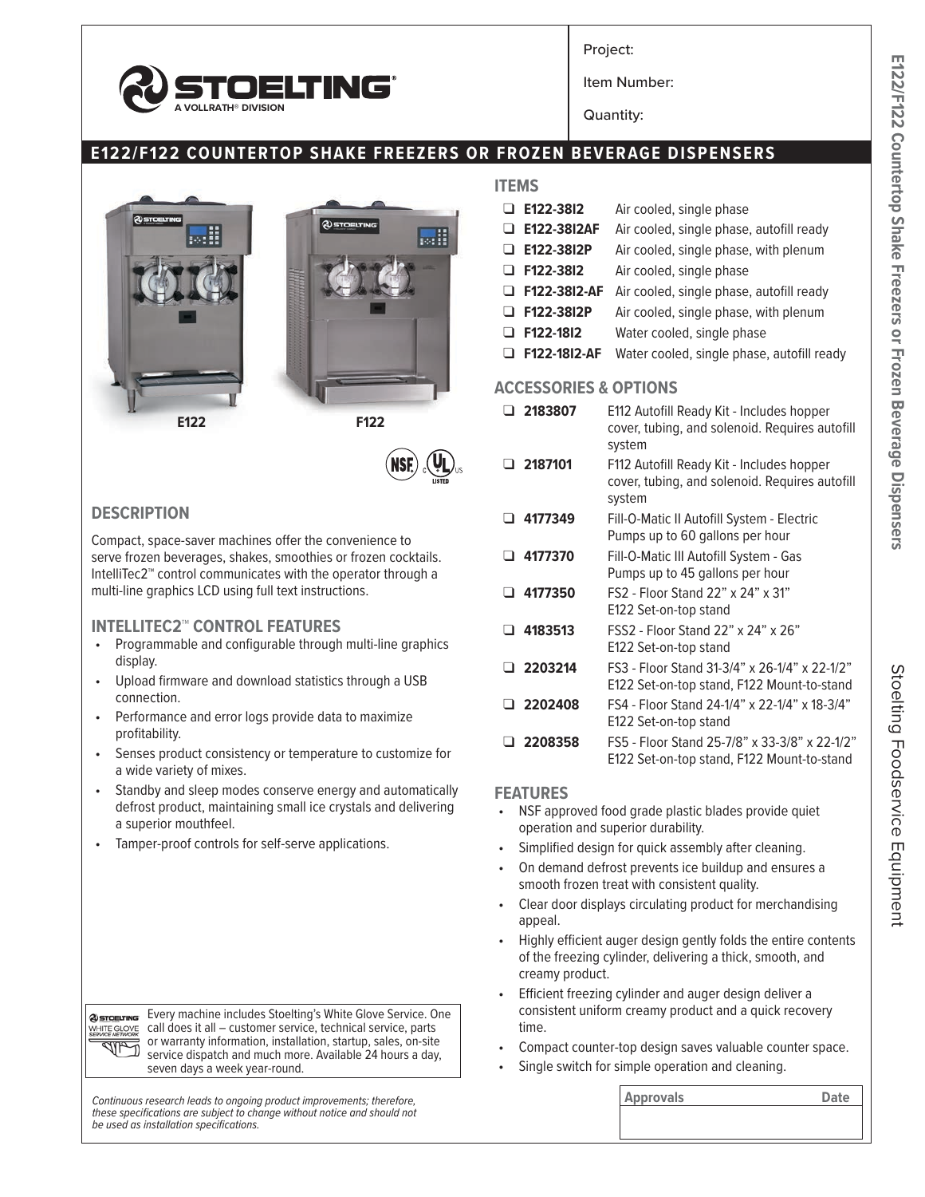STOELTING®
A VOLLRATH® DIVISION

Project:

Item Number:

Quantity:

# E122/F122 COUNTERTOP SHAKE FREEZERS OR FROZEN BEVERAGE DISPENSERS

E122 F122

## DESCRIPTION

Compact, space-saver machines offer the convenience to serve frozen beverages, shakes, smoothies or frozen cocktails. IntelliTec2™ control communicates with the operator through a multi-line graphics LCD using full text instructions.

### INTELLITEC2™ CONTROL FEATURES

- Programmable and configurable through multi-line graphics display.
- Upload firmware and download statistics through a USB connection.
- Performance and error logs provide data to maximize profitability.
- Senses product consistency or temperature to customize for a wide variety of mixes.
- Standby and sleep modes conserve energy and automatically defrost product, maintaining small ice crystals and delivering a superior mouthfeel.
- Tamper-proof controls for self-serve applications.

Every machine includes Stoelting's White Glove Service. One call does it all – customer service, technical service, parts or warranty information, installation, startup, sales, on-site service dispatch and much more. Available 24 hours a day, seven days a week year-round.

*Continuous research leads to ongoing product improvements; therefore, these specifications are subject to change without notice and should not be used as installation specifications.*

## ITEMS

| | |
|---|---|
| ❑ **E122-38I2** | Air cooled, single phase |
| ❑ **E122-38I2AF** | Air cooled, single phase, autofill ready |
| ❑ **E122-38I2P** | Air cooled, single phase, with plenum |
| ❑ **F122-38I2** | Air cooled, single phase |
| ❑ **F122-38I2-AF** | Air cooled, single phase, autofill ready |
| ❑ **F122-38I2P** | Air cooled, single phase, with plenum |
| ❑ **F122-18I2** | Water cooled, single phase |
| ❑ **F122-18I2-AF** | Water cooled, single phase, autofill ready |

## ACCESSORIES & OPTIONS

| | |
|---|---|
| ❑ **2183807** | E112 Autofill Ready Kit - Includes hopper cover, tubing, and solenoid. Requires autofill system |
| ❑ **2187101** | F112 Autofill Ready Kit - Includes hopper cover, tubing, and solenoid. Requires autofill system |
| ❑ **4177349** | Fill-O-Matic II Autofill System - Electric Pumps up to 60 gallons per hour |
| ❑ **4177370** | Fill-O-Matic III Autofill System - Gas Pumps up to 45 gallons per hour |
| ❑ **4177350** | FS2 - Floor Stand 22" x 24" x 31" E122 Set-on-top stand |
| ❑ **4183513** | FSS2 - Floor Stand 22" x 24" x 26" E122 Set-on-top stand |
| ❑ **2203214** | FS3 - Floor Stand 31-3/4" x 26-1/4" x 22-1/2" E122 Set-on-top stand, F122 Mount-to-stand |
| ❑ **2202408** | FS4 - Floor Stand 24-1/4" x 22-1/4" x 18-3/4" E122 Set-on-top stand |
| ❑ **2208358** | FS5 - Floor Stand 25-7/8" x 33-3/8" x 22-1/2" E122 Set-on-top stand, F122 Mount-to-stand |

## FEATURES

- NSF approved food grade plastic blades provide quiet operation and superior durability.
- Simplified design for quick assembly after cleaning.
- On demand defrost prevents ice buildup and ensures a smooth frozen treat with consistent quality.
- Clear door displays circulating product for merchandising appeal.
- Highly efficient auger design gently folds the entire contents of the freezing cylinder, delivering a thick, smooth, and creamy product.
- Efficient freezing cylinder and auger design deliver a consistent uniform creamy product and a quick recovery time.
- Compact counter-top design saves valuable counter space.
- Single switch for simple operation and cleaning.

| Approvals | Date |
|---|---|
| | |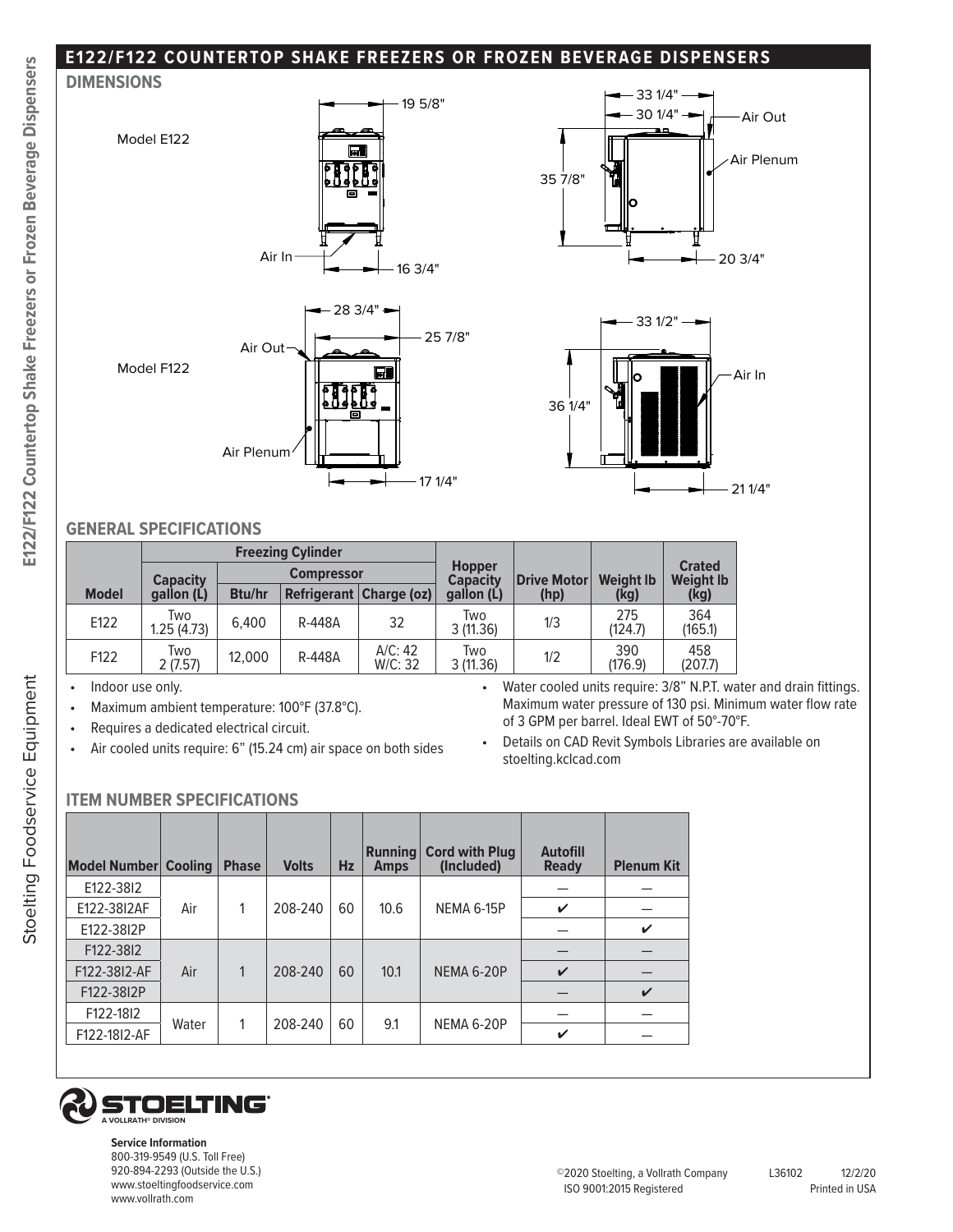## E122/F122 COUNTERTOP SHAKE FREEZERS OR FROZEN BEVERAGE DISPENSERS

### DIMENSIONS

Model E122

19 5/8"

Air In

16 3/4"

33 1/4"

30 1/4"

Air Out

Air Plenum

35 7/8"

20 3/4"

Model F122

28 3/4"

25 7/8"

Air Out

Air Plenum

17 1/4"

33 1/2"

Air In

36 1/4"

21 1/4"

### GENERAL SPECIFICATIONS

| Model | Freezing Cylinder | | | | Hopper Capacity gallon (L) | Drive Motor (hp) | Weight lb (kg) | Crated Weight lb (kg) |
|---|---|---|---|---|---|---|---|---|
| | Capacity gallon (L) | Compressor | | | | | | |
| | | Btu/hr | Refrigerant | Charge (oz) | | | | |
| E122 | Two 1.25 (4.73) | 6,400 | R-448A | 32 | Two 3 (11.36) | 1/3 | 275 (124.7) | 364 (165.1) |
| F122 | Two 2 (7.57) | 12,000 | R-448A | A/C: 42 W/C: 32 | Two 3 (11.36) | 1/2 | 390 (176.9) | 458 (207.7) |

- Indoor use only.
- Maximum ambient temperature: 100°F (37.8°C).
- Requires a dedicated electrical circuit.
- Air cooled units require: 6" (15.24 cm) air space on both sides
- Water cooled units require: 3/8" N.P.T. water and drain fittings. Maximum water pressure of 130 psi. Minimum water flow rate of 3 GPM per barrel. Ideal EWT of 50°-70°F.
- Details on CAD Revit Symbols Libraries are available on stoelting.kclcad.com

### ITEM NUMBER SPECIFICATIONS

| Model Number | Cooling | Phase | Volts | Hz | Running Amps | Cord with Plug (Included) | Autofill Ready | Plenum Kit |
|---|---|---|---|---|---|---|---|---|
| E122-38I2 | Air | 1 | 208-240 | 60 | 10.6 | NEMA 6-15P | — | — |
| E122-38I2AF | | | | | | | ✔ | — |
| E122-38I2P | | | | | | | — | ✔ |
| F122-38I2 | Air | 1 | 208-240 | 60 | 10.1 | NEMA 6-20P | — | — |
| F122-38I2-AF | | | | | | | ✔ | — |
| F122-38I2P | | | | | | | — | ✔ |
| F122-18I2 | Water | 1 | 208-240 | 60 | 9.1 | NEMA 6-20P | — | — |
| F122-18I2-AF | | | | | | | ✔ | — |

STOELTING A VOLLRATH® DIVISION

**Service Information**
800-319-9549 (U.S. Toll Free)
920-894-2293 (Outside the U.S.)
www.stoeltingfoodservice.com
www.vollrath.com

©2020 Stoelting, a Vollrath Company ISO 9001:2015 Registered L36102 12/2/20 Printed in USA